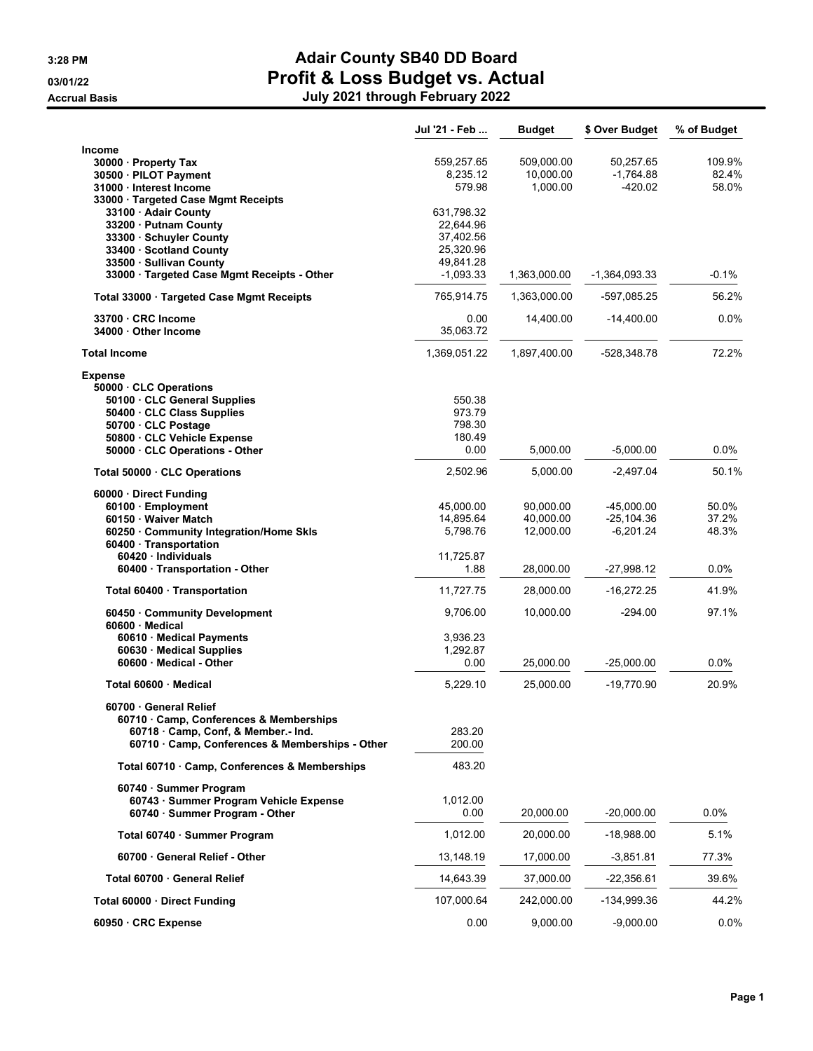# Adair County SB40 DD Board
# Profit & Loss Budget vs. Actual
## July 2021 through February 2022

3:28 PM
03/01/22
Accrual Basis

| | Jul '21 - Feb ... | Budget | $ Over Budget | % of Budget |
|---|---|---|---|---|
| **Income** | | | | |
| 30000 · Property Tax | 559,257.65 | 509,000.00 | 50,257.65 | 109.9% |
| 30500 · PILOT Payment | 8,235.12 | 10,000.00 | -1,764.88 | 82.4% |
| 31000 · Interest Income | 579.98 | 1,000.00 | -420.02 | 58.0% |
| 33000 · Targeted Case Mgmt Receipts | | | | |
| 33100 · Adair County | 631,798.32 | | | |
| 33200 · Putnam County | 22,644.96 | | | |
| 33300 · Schuyler County | 37,402.56 | | | |
| 33400 · Scotland County | 25,320.96 | | | |
| 33500 · Sullivan County | 49,841.28 | | | |
| 33000 · Targeted Case Mgmt Receipts - Other | -1,093.33 | 1,363,000.00 | -1,364,093.33 | -0.1% |
| Total 33000 · Targeted Case Mgmt Receipts | 765,914.75 | 1,363,000.00 | -597,085.25 | 56.2% |
| 33700 · CRC Income | 0.00 | 14,400.00 | -14,400.00 | 0.0% |
| 34000 · Other Income | 35,063.72 | | | |
| **Total Income** | 1,369,051.22 | 1,897,400.00 | -528,348.78 | 72.2% |
| **Expense** | | | | |
| 50000 · CLC Operations | | | | |
| 50100 · CLC General Supplies | 550.38 | | | |
| 50400 · CLC Class Supplies | 973.79 | | | |
| 50700 · CLC Postage | 798.30 | | | |
| 50800 · CLC Vehicle Expense | 180.49 | | | |
| 50000 · CLC Operations - Other | 0.00 | 5,000.00 | -5,000.00 | 0.0% |
| Total 50000 · CLC Operations | 2,502.96 | 5,000.00 | -2,497.04 | 50.1% |
| 60000 · Direct Funding | | | | |
| 60100 · Employment | 45,000.00 | 90,000.00 | -45,000.00 | 50.0% |
| 60150 · Waiver Match | 14,895.64 | 40,000.00 | -25,104.36 | 37.2% |
| 60250 · Community Integration/Home Skls | 5,798.76 | 12,000.00 | -6,201.24 | 48.3% |
| 60400 · Transportation | | | | |
| 60420 · Individuals | 11,725.87 | | | |
| 60400 · Transportation - Other | 1.88 | 28,000.00 | -27,998.12 | 0.0% |
| Total 60400 · Transportation | 11,727.75 | 28,000.00 | -16,272.25 | 41.9% |
| 60450 · Community Development | 9,706.00 | 10,000.00 | -294.00 | 97.1% |
| 60600 · Medical | | | | |
| 60610 · Medical Payments | 3,936.23 | | | |
| 60630 · Medical Supplies | 1,292.87 | | | |
| 60600 · Medical - Other | 0.00 | 25,000.00 | -25,000.00 | 0.0% |
| Total 60600 · Medical | 5,229.10 | 25,000.00 | -19,770.90 | 20.9% |
| 60700 · General Relief | | | | |
| 60710 · Camp, Conferences & Memberships | | | | |
| 60718 · Camp, Conf, & Member.- Ind. | 283.20 | | | |
| 60710 · Camp, Conferences & Memberships - Other | 200.00 | | | |
| Total 60710 · Camp, Conferences & Memberships | 483.20 | | | |
| 60740 · Summer Program | | | | |
| 60743 · Summer Program Vehicle Expense | 1,012.00 | | | |
| 60740 · Summer Program - Other | 0.00 | 20,000.00 | -20,000.00 | 0.0% |
| Total 60740 · Summer Program | 1,012.00 | 20,000.00 | -18,988.00 | 5.1% |
| 60700 · General Relief - Other | 13,148.19 | 17,000.00 | -3,851.81 | 77.3% |
| Total 60700 · General Relief | 14,643.39 | 37,000.00 | -22,356.61 | 39.6% |
| Total 60000 · Direct Funding | 107,000.64 | 242,000.00 | -134,999.36 | 44.2% |
| 60950 · CRC Expense | 0.00 | 9,000.00 | -9,000.00 | 0.0% |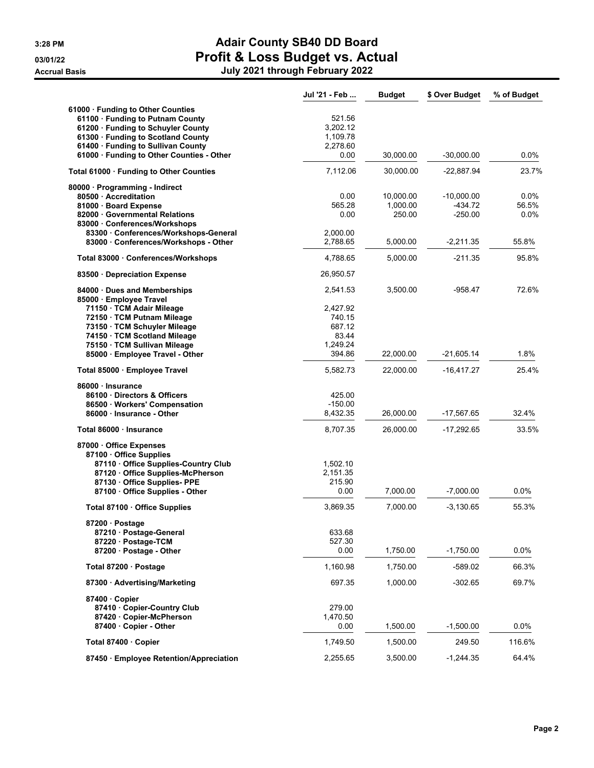# Adair County SB40 DD Board

## Profit & Loss Budget vs. Actual

### July 2021 through February 2022

3:28 PM
03/01/22
Accrual Basis

| | Jul '21 - Feb ... | Budget | $ Over Budget | % of Budget |
|---|---|---|---|---|
| 61000 · Funding to Other Counties | | | | |
| 61100 · Funding to Putnam County | 521.56 | | | |
| 61200 · Funding to Schuyler County | 3,202.12 | | | |
| 61300 · Funding to Scotland County | 1,109.78 | | | |
| 61400 · Funding to Sullivan County | 2,278.60 | | | |
| 61000 · Funding to Other Counties - Other | 0.00 | 30,000.00 | -30,000.00 | 0.0% |
| Total 61000 · Funding to Other Counties | 7,112.06 | 30,000.00 | -22,887.94 | 23.7% |
| 80000 · Programming - Indirect | | | | |
| 80500 · Accreditation | 0.00 | 10,000.00 | -10,000.00 | 0.0% |
| 81000 · Board Expense | 565.28 | 1,000.00 | -434.72 | 56.5% |
| 82000 · Governmental Relations | 0.00 | 250.00 | -250.00 | 0.0% |
| 83000 · Conferences/Workshops | | | | |
| 83300 · Conferences/Workshops-General | 2,000.00 | | | |
| 83000 · Conferences/Workshops - Other | 2,788.65 | 5,000.00 | -2,211.35 | 55.8% |
| Total 83000 · Conferences/Workshops | 4,788.65 | 5,000.00 | -211.35 | 95.8% |
| 83500 · Depreciation Expense | 26,950.57 | | | |
| 84000 · Dues and Memberships | 2,541.53 | 3,500.00 | -958.47 | 72.6% |
| 85000 · Employee Travel | | | | |
| 71150 · TCM Adair Mileage | 2,427.92 | | | |
| 72150 · TCM Putnam Mileage | 740.15 | | | |
| 73150 · TCM Schuyler Mileage | 687.12 | | | |
| 74150 · TCM Scotland Mileage | 83.44 | | | |
| 75150 · TCM Sullivan Mileage | 1,249.24 | | | |
| 85000 · Employee Travel - Other | 394.86 | 22,000.00 | -21,605.14 | 1.8% |
| Total 85000 · Employee Travel | 5,582.73 | 22,000.00 | -16,417.27 | 25.4% |
| 86000 · Insurance | | | | |
| 86100 · Directors & Officers | 425.00 | | | |
| 86500 · Workers' Compensation | -150.00 | | | |
| 86000 · Insurance - Other | 8,432.35 | 26,000.00 | -17,567.65 | 32.4% |
| Total 86000 · Insurance | 8,707.35 | 26,000.00 | -17,292.65 | 33.5% |
| 87000 · Office Expenses | | | | |
| 87100 · Office Supplies | | | | |
| 87110 · Office Supplies-Country Club | 1,502.10 | | | |
| 87120 · Office Supplies-McPherson | 2,151.35 | | | |
| 87130 · Office Supplies- PPE | 215.90 | | | |
| 87100 · Office Supplies - Other | 0.00 | 7,000.00 | -7,000.00 | 0.0% |
| Total 87100 · Office Supplies | 3,869.35 | 7,000.00 | -3,130.65 | 55.3% |
| 87200 · Postage | | | | |
| 87210 · Postage-General | 633.68 | | | |
| 87220 · Postage-TCM | 527.30 | | | |
| 87200 · Postage - Other | 0.00 | 1,750.00 | -1,750.00 | 0.0% |
| Total 87200 · Postage | 1,160.98 | 1,750.00 | -589.02 | 66.3% |
| 87300 · Advertising/Marketing | 697.35 | 1,000.00 | -302.65 | 69.7% |
| 87400 · Copier | | | | |
| 87410 · Copier-Country Club | 279.00 | | | |
| 87420 · Copier-McPherson | 1,470.50 | | | |
| 87400 · Copier - Other | 0.00 | 1,500.00 | -1,500.00 | 0.0% |
| Total 87400 · Copier | 1,749.50 | 1,500.00 | 249.50 | 116.6% |
| 87450 · Employee Retention/Appreciation | 2,255.65 | 3,500.00 | -1,244.35 | 64.4% |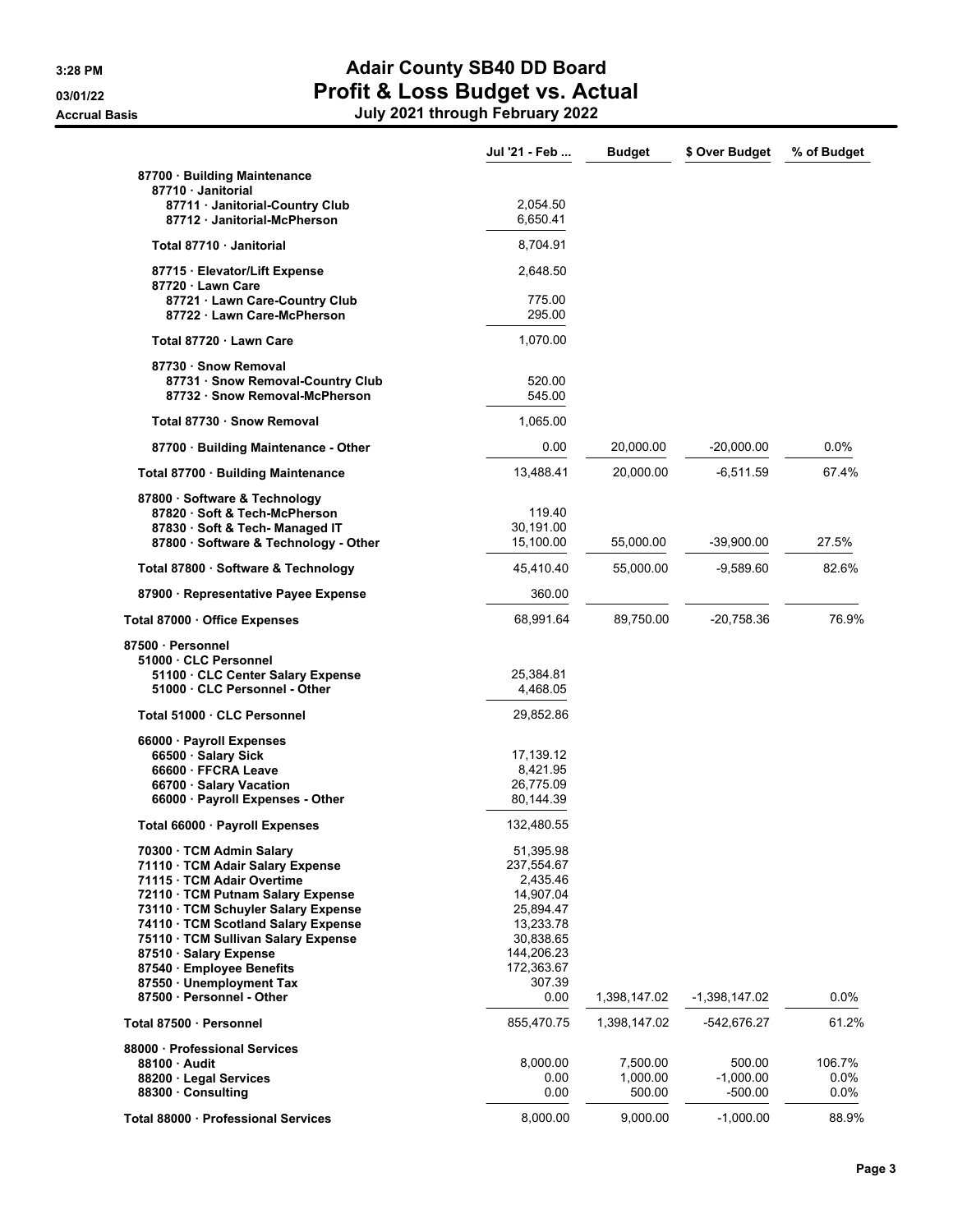# Adair County SB40 DD Board
## Profit & Loss Budget vs. Actual
### July 2021 through February 2022

3:28 PM
03/01/22
Accrual Basis

| | Jul '21 - Feb ... | Budget | $ Over Budget | % of Budget |
|---|---|---|---|---|
| 87700 · Building Maintenance | | | | |
| 87710 · Janitorial | | | | |
| 87711 · Janitorial-Country Club | 2,054.50 | | | |
| 87712 · Janitorial-McPherson | 6,650.41 | | | |
| Total 87710 · Janitorial | 8,704.91 | | | |
| 87715 · Elevator/Lift Expense | 2,648.50 | | | |
| 87720 · Lawn Care | | | | |
| 87721 · Lawn Care-Country Club | 775.00 | | | |
| 87722 · Lawn Care-McPherson | 295.00 | | | |
| Total 87720 · Lawn Care | 1,070.00 | | | |
| 87730 · Snow Removal | | | | |
| 87731 · Snow Removal-Country Club | 520.00 | | | |
| 87732 · Snow Removal-McPherson | 545.00 | | | |
| Total 87730 · Snow Removal | 1,065.00 | | | |
| 87700 · Building Maintenance - Other | 0.00 | 20,000.00 | -20,000.00 | 0.0% |
| Total 87700 · Building Maintenance | 13,488.41 | 20,000.00 | -6,511.59 | 67.4% |
| 87800 · Software & Technology | | | | |
| 87820 · Soft & Tech-McPherson | 119.40 | | | |
| 87830 · Soft & Tech- Managed IT | 30,191.00 | | | |
| 87800 · Software & Technology - Other | 15,100.00 | 55,000.00 | -39,900.00 | 27.5% |
| Total 87800 · Software & Technology | 45,410.40 | 55,000.00 | -9,589.60 | 82.6% |
| 87900 · Representative Payee Expense | 360.00 | | | |
| Total 87000 · Office Expenses | 68,991.64 | 89,750.00 | -20,758.36 | 76.9% |
| 87500 · Personnel | | | | |
| 51000 · CLC Personnel | | | | |
| 51100 · CLC Center Salary Expense | 25,384.81 | | | |
| 51000 · CLC Personnel - Other | 4,468.05 | | | |
| Total 51000 · CLC Personnel | 29,852.86 | | | |
| 66000 · Payroll Expenses | | | | |
| 66500 · Salary Sick | 17,139.12 | | | |
| 66600 · FFCRA Leave | 8,421.95 | | | |
| 66700 · Salary Vacation | 26,775.09 | | | |
| 66000 · Payroll Expenses - Other | 80,144.39 | | | |
| Total 66000 · Payroll Expenses | 132,480.55 | | | |
| 70300 · TCM Admin Salary | 51,395.98 | | | |
| 71110 · TCM Adair Salary Expense | 237,554.67 | | | |
| 71115 · TCM Adair Overtime | 2,435.46 | | | |
| 72110 · TCM Putnam Salary Expense | 14,907.04 | | | |
| 73110 · TCM Schuyler Salary Expense | 25,894.47 | | | |
| 74110 · TCM Scotland Salary Expense | 13,233.78 | | | |
| 75110 · TCM Sullivan Salary Expense | 30,838.65 | | | |
| 87510 · Salary Expense | 144,206.23 | | | |
| 87540 · Employee Benefits | 172,363.67 | | | |
| 87550 · Unemployment Tax | 307.39 | | | |
| 87500 · Personnel - Other | 0.00 | 1,398,147.02 | -1,398,147.02 | 0.0% |
| Total 87500 · Personnel | 855,470.75 | 1,398,147.02 | -542,676.27 | 61.2% |
| 88000 · Professional Services | | | | |
| 88100 · Audit | 8,000.00 | 7,500.00 | 500.00 | 106.7% |
| 88200 · Legal Services | 0.00 | 1,000.00 | -1,000.00 | 0.0% |
| 88300 · Consulting | 0.00 | 500.00 | -500.00 | 0.0% |
| Total 88000 · Professional Services | 8,000.00 | 9,000.00 | -1,000.00 | 88.9% |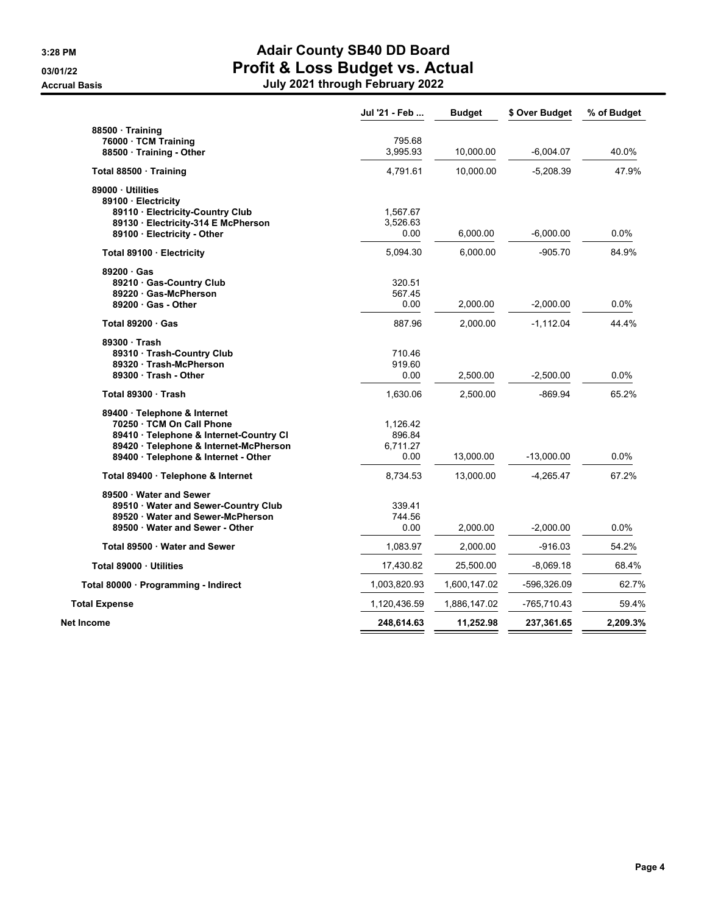3:28 PM
03/01/22
Accrual Basis

# Adair County SB40 DD Board
## Profit & Loss Budget vs. Actual
### July 2021 through February 2022

| | Jul '21 - Feb ... | Budget | $ Over Budget | % of Budget |
|---|---|---|---|---|
| 88500 · Training | | | | |
| 76000 · TCM Training | 795.68 | | | |
| 88500 · Training - Other | 3,995.93 | 10,000.00 | -6,004.07 | 40.0% |
| **Total 88500 · Training** | 4,791.61 | 10,000.00 | -5,208.39 | 47.9% |
| 89000 · Utilities | | | | |
| 89100 · Electricity | | | | |
| 89110 · Electricity-Country Club | 1,567.67 | | | |
| 89130 · Electricity-314 E McPherson | 3,526.63 | | | |
| 89100 · Electricity - Other | 0.00 | 6,000.00 | -6,000.00 | 0.0% |
| **Total 89100 · Electricity** | 5,094.30 | 6,000.00 | -905.70 | 84.9% |
| 89200 · Gas | | | | |
| 89210 · Gas-Country Club | 320.51 | | | |
| 89220 · Gas-McPherson | 567.45 | | | |
| 89200 · Gas - Other | 0.00 | 2,000.00 | -2,000.00 | 0.0% |
| **Total 89200 · Gas** | 887.96 | 2,000.00 | -1,112.04 | 44.4% |
| 89300 · Trash | | | | |
| 89310 · Trash-Country Club | 710.46 | | | |
| 89320 · Trash-McPherson | 919.60 | | | |
| 89300 · Trash - Other | 0.00 | 2,500.00 | -2,500.00 | 0.0% |
| **Total 89300 · Trash** | 1,630.06 | 2,500.00 | -869.94 | 65.2% |
| 89400 · Telephone & Internet | | | | |
| 70250 · TCM On Call Phone | 1,126.42 | | | |
| 89410 · Telephone & Internet-Country Cl | 896.84 | | | |
| 89420 · Telephone & Internet-McPherson | 6,711.27 | | | |
| 89400 · Telephone & Internet - Other | 0.00 | 13,000.00 | -13,000.00 | 0.0% |
| **Total 89400 · Telephone & Internet** | 8,734.53 | 13,000.00 | -4,265.47 | 67.2% |
| 89500 · Water and Sewer | | | | |
| 89510 · Water and Sewer-Country Club | 339.41 | | | |
| 89520 · Water and Sewer-McPherson | 744.56 | | | |
| 89500 · Water and Sewer - Other | 0.00 | 2,000.00 | -2,000.00 | 0.0% |
| **Total 89500 · Water and Sewer** | 1,083.97 | 2,000.00 | -916.03 | 54.2% |
| **Total 89000 · Utilities** | 17,430.82 | 25,500.00 | -8,069.18 | 68.4% |
| **Total 80000 · Programming - Indirect** | 1,003,820.93 | 1,600,147.02 | -596,326.09 | 62.7% |
| **Total Expense** | 1,120,436.59 | 1,886,147.02 | -765,710.43 | 59.4% |
| **Net Income** | **248,614.63** | **11,252.98** | **237,361.65** | **2,209.3%** |